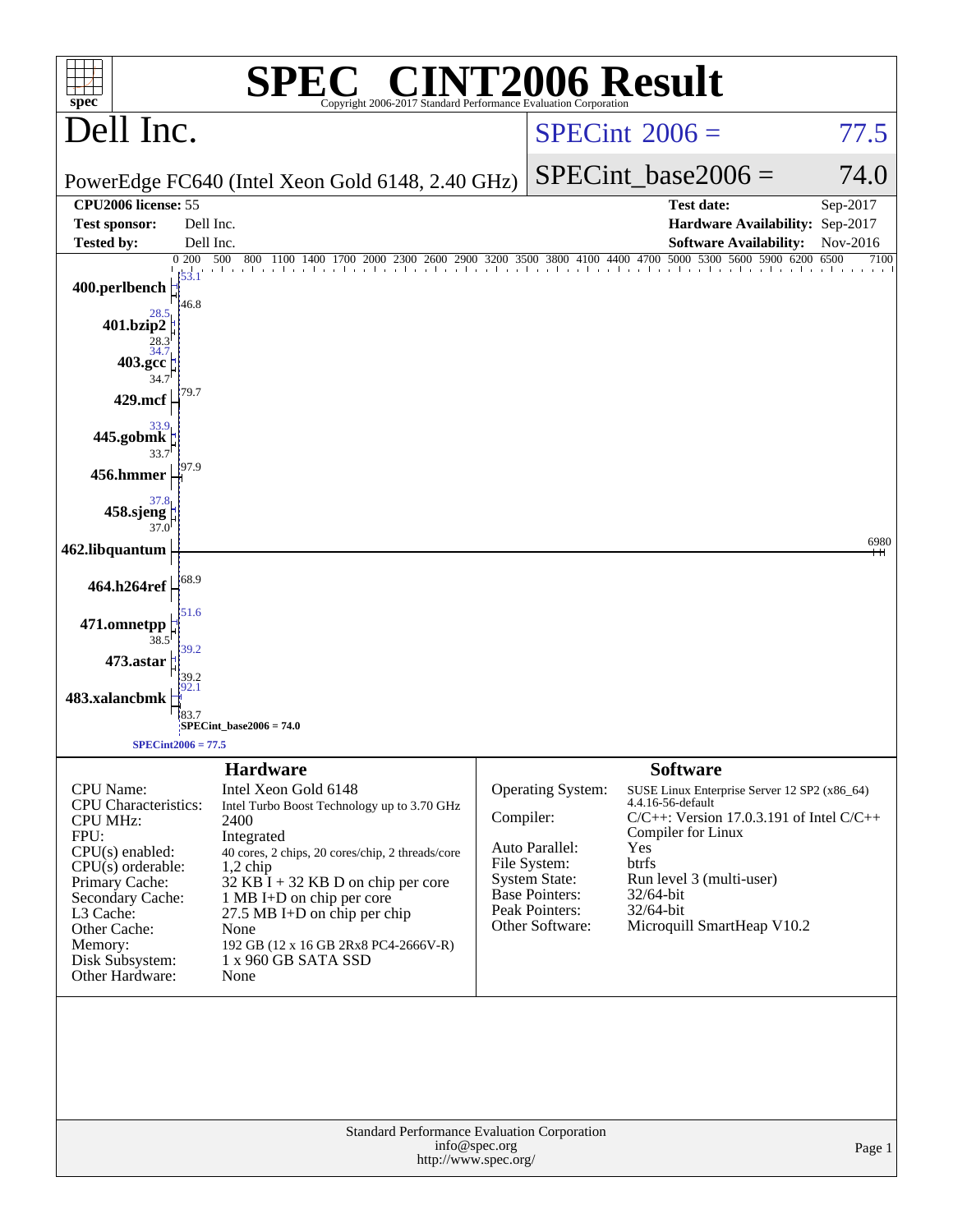# SPEC® CINT2006 Result

Copyright 2006-2017 Standard Performance Evaluation Corporation

## Dell Inc.

PowerEdge FC640 (Intel Xeon Gold 6148, 2.40 GHz)

SPECint 2006 = 77.5

SPECint_base2006 = 74.0

| | | | |
|---|---|---|---|
| **CPU2006 license:** 55 | | **Test date:** | Sep-2017 |
| **Test sponsor:** | Dell Inc. | **Hardware Availability:** | Sep-2017 |
| **Tested by:** | Dell Inc. | **Software Availability:** | Nov-2016 |

| Benchmark | Peak | Base |
|---|---|---|
| 400.perlbench | 53.1 | 46.8 |
| 401.bzip2 | 28.5 | 28.3 |
| 403.gcc | 34.7 | 34.7 |
| 429.mcf | 79.7 | |
| 445.gobmk | 33.9 | 33.7 |
| 456.hmmer | 97.9 | |
| 458.sjeng | 37.8 | 37.0 |
| 462.libquantum | 6980 | |
| 464.h264ref | 68.9 | |
| 471.omnetpp | 51.6 | 38.5 |
| 473.astar | 39.2 | 39.2 |
| 483.xalancbmk | 92.1 | 83.7 |

SPECint_base2006 = 74.0

SPECint2006 = 77.5

### Hardware

| | |
|---|---|
| CPU Name: | Intel Xeon Gold 6148 |
| CPU Characteristics: | Intel Turbo Boost Technology up to 3.70 GHz |
| CPU MHz: | 2400 |
| FPU: | Integrated |
| CPU(s) enabled: | 40 cores, 2 chips, 20 cores/chip, 2 threads/core |
| CPU(s) orderable: | 1,2 chip |
| Primary Cache: | 32 KB I + 32 KB D on chip per core |
| Secondary Cache: | 1 MB I+D on chip per core |
| L3 Cache: | 27.5 MB I+D on chip per chip |
| Other Cache: | None |
| Memory: | 192 GB (12 x 16 GB 2Rx8 PC4-2666V-R) |
| Disk Subsystem: | 1 x 960 GB SATA SSD |
| Other Hardware: | None |

### Software

| | |
|---|---|
| Operating System: | SUSE Linux Enterprise Server 12 SP2 (x86_64) 4.4.16-56-default |
| Compiler: | C/C++: Version 17.0.3.191 of Intel C/C++ Compiler for Linux |
| Auto Parallel: | Yes |
| File System: | btrfs |
| System State: | Run level 3 (multi-user) |
| Base Pointers: | 32/64-bit |
| Peak Pointers: | 32/64-bit |
| Other Software: | Microquill SmartHeap V10.2 |

Standard Performance Evaluation Corporation
info@spec.org
http://www.spec.org/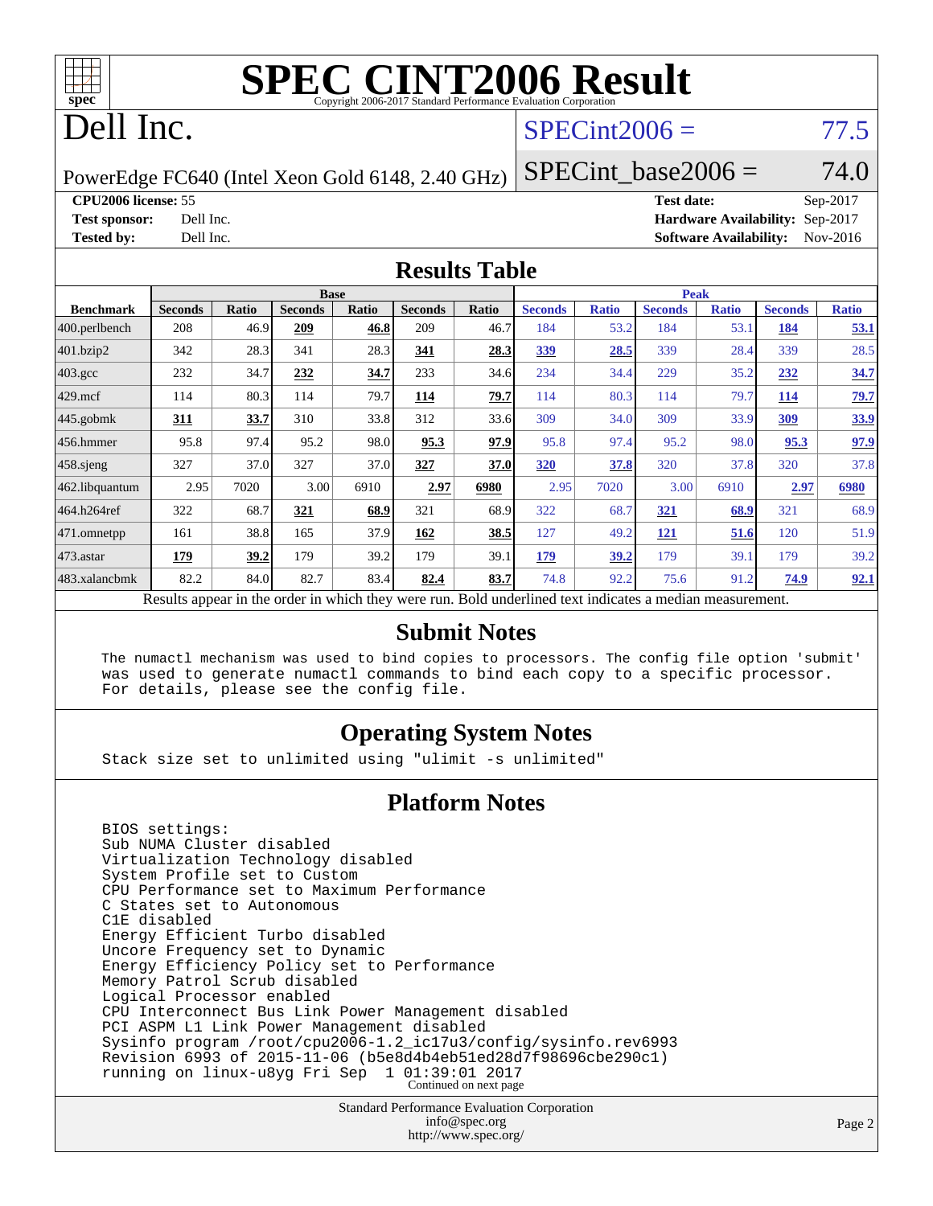# SPEC CINT2006 Result

Copyright 2006-2017 Standard Performance Evaluation Corporation

# Dell Inc.

PowerEdge FC640 (Intel Xeon Gold 6148, 2.40 GHz)

SPECint2006 = 77.5

SPECint_base2006 = 74.0

**CPU2006 license:** 55
**Test sponsor:** Dell Inc.
**Tested by:** Dell Inc.

**Test date:** Sep-2017
**Hardware Availability:** Sep-2017
**Software Availability:** Nov-2016

## Results Table

| Benchmark | Base | | | | | | Peak | | | | | |
|---|---|---|---|---|---|---|---|---|---|---|---|---|
| | Seconds | Ratio | Seconds | Ratio | Seconds | Ratio | Seconds | Ratio | Seconds | Ratio | Seconds | Ratio |
| 400.perlbench | 208 | 46.9 | **209** | **46.8** | 209 | 46.7 | 184 | 53.2 | 184 | 53.1 | **184** | **53.1** |
| 401.bzip2 | 342 | 28.3 | 341 | 28.3 | **341** | **28.3** | **339** | **28.5** | 339 | 28.4 | 339 | 28.5 |
| 403.gcc | 232 | 34.7 | **232** | **34.7** | 233 | 34.6 | 234 | 34.4 | 229 | 35.2 | **232** | **34.7** |
| 429.mcf | 114 | 80.3 | 114 | 79.7 | **114** | **79.7** | 114 | 80.3 | 114 | 79.7 | **114** | **79.7** |
| 445.gobmk | **311** | **33.7** | 310 | 33.8 | 312 | 33.6 | 309 | 34.0 | 309 | 33.9 | **309** | **33.9** |
| 456.hmmer | 95.8 | 97.4 | 95.2 | 98.0 | **95.3** | **97.9** | 95.8 | 97.4 | 95.2 | 98.0 | **95.3** | **97.9** |
| 458.sjeng | 327 | 37.0 | 327 | 37.0 | **327** | **37.0** | **320** | **37.8** | 320 | 37.8 | 320 | 37.8 |
| 462.libquantum | 2.95 | 7020 | 3.00 | 6910 | **2.97** | **6980** | 2.95 | 7020 | 3.00 | 6910 | **2.97** | **6980** |
| 464.h264ref | 322 | 68.7 | **321** | **68.9** | 321 | 68.9 | 322 | 68.7 | **321** | **68.9** | 321 | 68.9 |
| 471.omnetpp | 161 | 38.8 | 165 | 37.9 | **162** | **38.5** | 127 | 49.2 | **121** | **51.6** | 120 | 51.9 |
| 473.astar | **179** | **39.2** | 179 | 39.2 | 179 | 39.1 | **179** | **39.2** | 179 | 39.1 | 179 | 39.2 |
| 483.xalancbmk | 82.2 | 84.0 | 82.7 | 83.4 | **82.4** | **83.7** | 74.8 | 92.2 | 75.6 | 91.2 | **74.9** | **92.1** |

Results appear in the order in which they were run. Bold underlined text indicates a median measurement.

## Submit Notes

```
The numactl mechanism was used to bind copies to processors. The config file option 'submit'
was used to generate numactl commands to bind each copy to a specific processor.
For details, please see the config file.
```

## Operating System Notes

```
Stack size set to unlimited using "ulimit -s unlimited"
```

## Platform Notes

```
BIOS settings:
Sub NUMA Cluster disabled
Virtualization Technology disabled
System Profile set to Custom
CPU Performance set to Maximum Performance
C States set to Autonomous
C1E disabled
Energy Efficient Turbo disabled
Uncore Frequency set to Dynamic
Energy Efficiency Policy set to Performance
Memory Patrol Scrub disabled
Logical Processor enabled
CPU Interconnect Bus Link Power Management disabled
PCI ASPM L1 Link Power Management disabled
Sysinfo program /root/cpu2006-1.2_ic17u3/config/sysinfo.rev6993
Revision 6993 of 2015-11-06 (b5e8d4b4eb51ed28d7f98696cbe290c1)
running on linux-u8yg Fri Sep  1 01:39:01 2017
```

Continued on next page

Standard Performance Evaluation Corporation
info@spec.org
http://www.spec.org/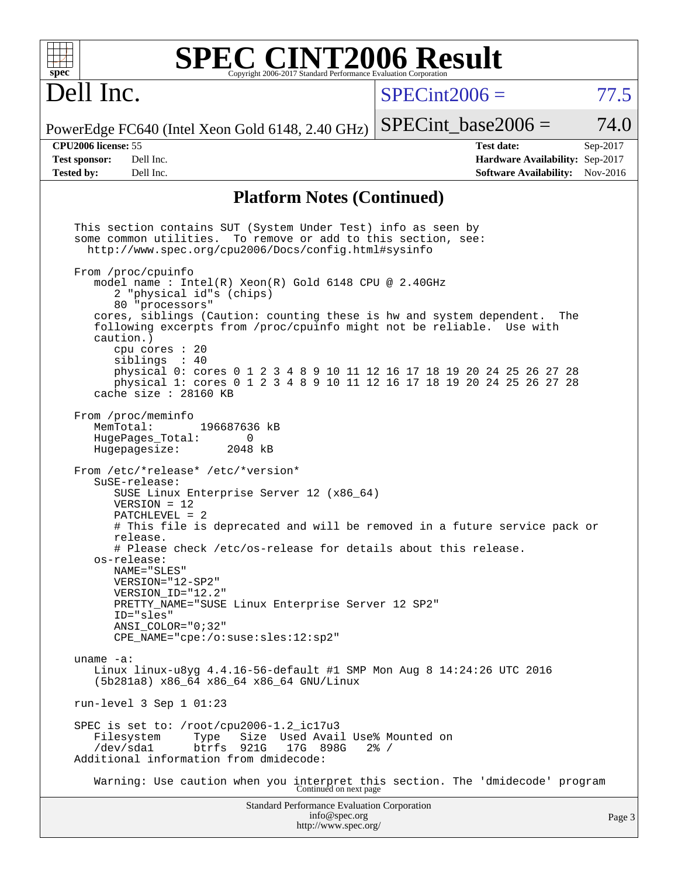# SPEC CINT2006 Result

## Dell Inc.

PowerEdge FC640 (Intel Xeon Gold 6148, 2.40 GHz)

SPECint2006 = 77.5

SPECint_base2006 = 74.0

| | | | |
|---|---|---|---|
| **CPU2006 license:** | 55 | **Test date:** | Sep-2017 |
| **Test sponsor:** | Dell Inc. | **Hardware Availability:** | Sep-2017 |
| **Tested by:** | Dell Inc. | **Software Availability:** | Nov-2016 |

### Platform Notes (Continued)

```
This section contains SUT (System Under Test) info as seen by
some common utilities.  To remove or add to this section, see:
  http://www.spec.org/cpu2006/Docs/config.html#sysinfo

From /proc/cpuinfo
   model name : Intel(R) Xeon(R) Gold 6148 CPU @ 2.40GHz
      2 "physical id"s (chips)
      80 "processors"
   cores, siblings (Caution: counting these is hw and system dependent.  The
   following excerpts from /proc/cpuinfo might not be reliable.  Use with
   caution.)
      cpu cores : 20
      siblings  : 40
      physical 0: cores 0 1 2 3 4 8 9 10 11 12 16 17 18 19 20 24 25 26 27 28
      physical 1: cores 0 1 2 3 4 8 9 10 11 12 16 17 18 19 20 24 25 26 27 28
   cache size : 28160 KB

From /proc/meminfo
   MemTotal:       196687636 kB
   HugePages_Total:       0
   Hugepagesize:       2048 kB

From /etc/*release* /etc/*version*
   SuSE-release:
      SUSE Linux Enterprise Server 12 (x86_64)
      VERSION = 12
      PATCHLEVEL = 2
      # This file is deprecated and will be removed in a future service pack or
      release.
      # Please check /etc/os-release for details about this release.
   os-release:
      NAME="SLES"
      VERSION="12-SP2"
      VERSION_ID="12.2"
      PRETTY_NAME="SUSE Linux Enterprise Server 12 SP2"
      ID="sles"
      ANSI_COLOR="0;32"
      CPE_NAME="cpe:/o:suse:sles:12:sp2"

uname -a:
   Linux linux-u8yg 4.4.16-56-default #1 SMP Mon Aug 8 14:24:26 UTC 2016
   (5b281a8) x86_64 x86_64 x86_64 GNU/Linux

run-level 3 Sep 1 01:23

SPEC is set to: /root/cpu2006-1.2_ic17u3
   Filesystem     Type   Size  Used Avail Use% Mounted on
   /dev/sda1      btrfs  921G   17G  898G   2% /
Additional information from dmidecode:

   Warning: Use caution when you interpret this section. The 'dmidecode' program
```

Continued on next page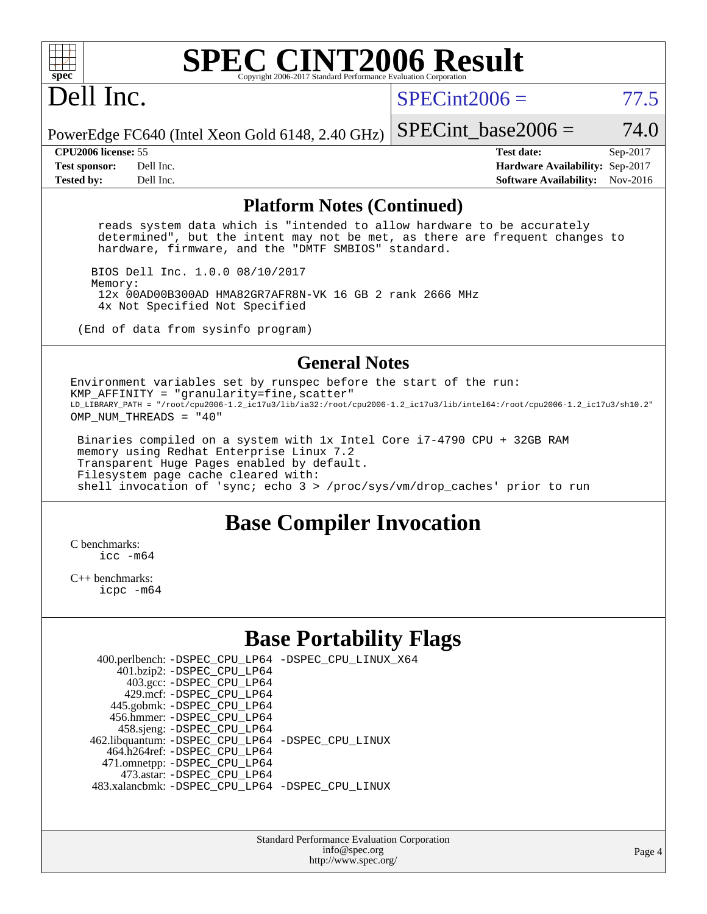# SPEC CINT2006 Result

Copyright 2006-2017 Standard Performance Evaluation Corporation

# Dell Inc.

PowerEdge FC640 (Intel Xeon Gold 6148, 2.40 GHz)

SPECint2006 = 77.5

SPECint_base2006 = 74.0

| | | | |
|---|---|---|---|
| **CPU2006 license:** 55 | | **Test date:** | Sep-2017 |
| **Test sponsor:** | Dell Inc. | **Hardware Availability:** | Sep-2017 |
| **Tested by:** | Dell Inc. | **Software Availability:** | Nov-2016 |

## Platform Notes (Continued)

```
   reads system data which is "intended to allow hardware to be accurately
   determined", but the intent may not be met, as there are frequent changes to
   hardware, firmware, and the "DMTF SMBIOS" standard.

  BIOS Dell Inc. 1.0.0 08/10/2017
  Memory:
   12x 00AD00B300AD HMA82GR7AFR8N-VK 16 GB 2 rank 2666 MHz
   4x Not Specified Not Specified

(End of data from sysinfo program)
```

## General Notes

```
Environment variables set by runspec before the start of the run:
KMP_AFFINITY = "granularity=fine,scatter"
LD_LIBRARY_PATH = "/root/cpu2006-1.2_ic17u3/lib/ia32:/root/cpu2006-1.2_ic17u3/lib/intel64:/root/cpu2006-1.2_ic17u3/sh10.2"
OMP_NUM_THREADS = "40"

 Binaries compiled on a system with 1x Intel Core i7-4790 CPU + 32GB RAM
 memory using Redhat Enterprise Linux 7.2
 Transparent Huge Pages enabled by default.
 Filesystem page cache cleared with:
 shell invocation of 'sync; echo 3 > /proc/sys/vm/drop_caches' prior to run
```

## Base Compiler Invocation

C benchmarks:
```
icc -m64
```

C++ benchmarks:
```
icpc -m64
```

## Base Portability Flags

| | |
|---|---|
| 400.perlbench: | -DSPEC_CPU_LP64 -DSPEC_CPU_LINUX_X64 |
| 401.bzip2: | -DSPEC_CPU_LP64 |
| 403.gcc: | -DSPEC_CPU_LP64 |
| 429.mcf: | -DSPEC_CPU_LP64 |
| 445.gobmk: | -DSPEC_CPU_LP64 |
| 456.hmmer: | -DSPEC_CPU_LP64 |
| 458.sjeng: | -DSPEC_CPU_LP64 |
| 462.libquantum: | -DSPEC_CPU_LP64 -DSPEC_CPU_LINUX |
| 464.h264ref: | -DSPEC_CPU_LP64 |
| 471.omnetpp: | -DSPEC_CPU_LP64 |
| 473.astar: | -DSPEC_CPU_LP64 |
| 483.xalancbmk: | -DSPEC_CPU_LP64 -DSPEC_CPU_LINUX |

Standard Performance Evaluation Corporation
info@spec.org
http://www.spec.org/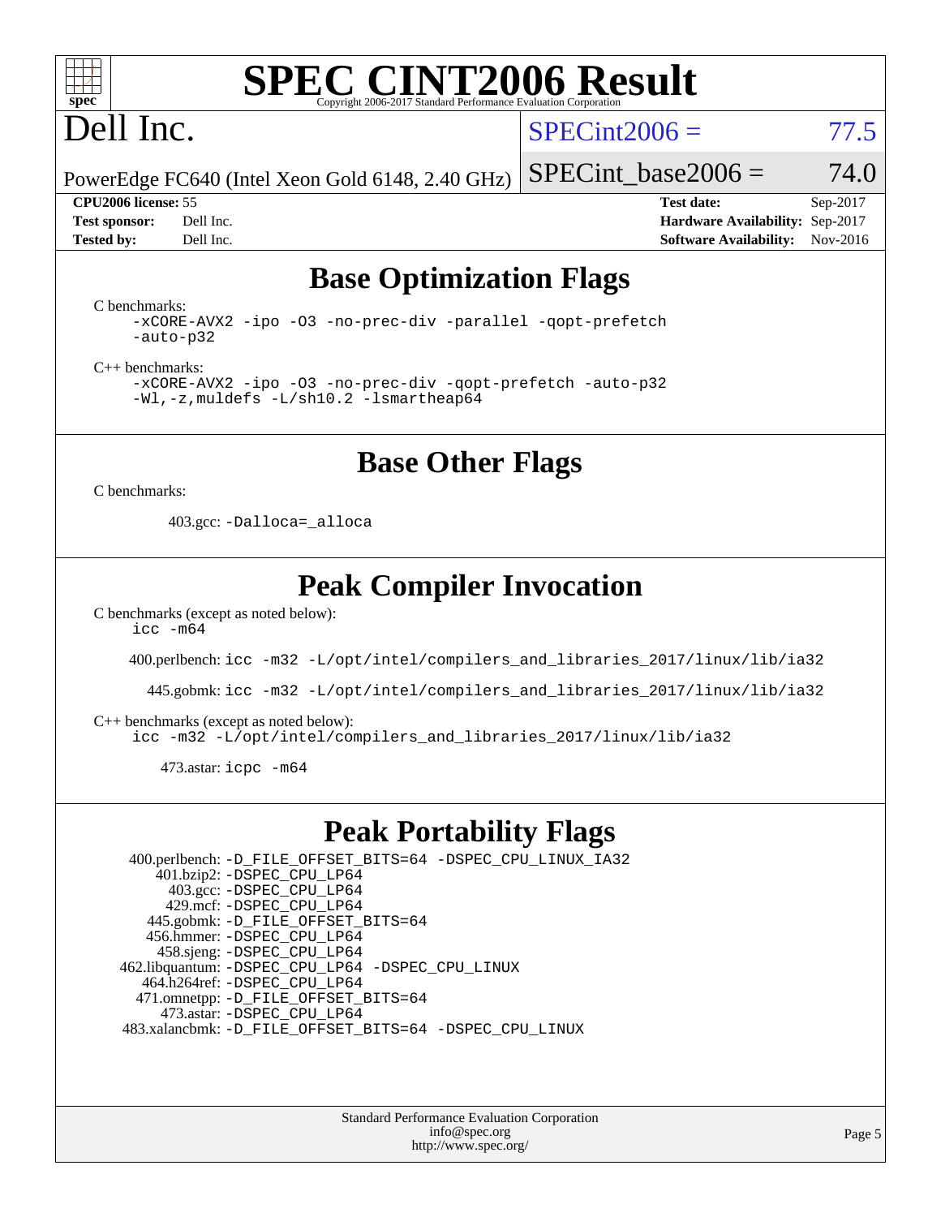# SPEC CINT2006 Result

Copyright 2006-2017 Standard Performance Evaluation Corporation

## Dell Inc.

PowerEdge FC640 (Intel Xeon Gold 6148, 2.40 GHz)

SPECint2006 = 77.5

SPECint_base2006 = 74.0

**CPU2006 license:** 55
**Test sponsor:** Dell Inc.
**Tested by:** Dell Inc.

**Test date:** Sep-2017
**Hardware Availability:** Sep-2017
**Software Availability:** Nov-2016

## Base Optimization Flags

C benchmarks:

```
-xCORE-AVX2 -ipo -O3 -no-prec-div -parallel -qopt-prefetch
-auto-p32
```

C++ benchmarks:

```
-xCORE-AVX2 -ipo -O3 -no-prec-div -qopt-prefetch -auto-p32
-Wl,-z,muldefs -L/sh10.2 -lsmartheap64
```

## Base Other Flags

C benchmarks:

403.gcc: `-Dalloca=_alloca`

## Peak Compiler Invocation

C benchmarks (except as noted below):

```
icc -m64
```

400.perlbench: `icc -m32 -L/opt/intel/compilers_and_libraries_2017/linux/lib/ia32`

445.gobmk: `icc -m32 -L/opt/intel/compilers_and_libraries_2017/linux/lib/ia32`

C++ benchmarks (except as noted below):

```
icc -m32 -L/opt/intel/compilers_and_libraries_2017/linux/lib/ia32
```

473.astar: `icpc -m64`

## Peak Portability Flags

400.perlbench: `-D_FILE_OFFSET_BITS=64 -DSPEC_CPU_LINUX_IA32`
401.bzip2: `-DSPEC_CPU_LP64`
403.gcc: `-DSPEC_CPU_LP64`
429.mcf: `-DSPEC_CPU_LP64`
445.gobmk: `-D_FILE_OFFSET_BITS=64`
456.hmmer: `-DSPEC_CPU_LP64`
458.sjeng: `-DSPEC_CPU_LP64`
462.libquantum: `-DSPEC_CPU_LP64 -DSPEC_CPU_LINUX`
464.h264ref: `-DSPEC_CPU_LP64`
471.omnetpp: `-D_FILE_OFFSET_BITS=64`
473.astar: `-DSPEC_CPU_LP64`
483.xalancbmk: `-D_FILE_OFFSET_BITS=64 -DSPEC_CPU_LINUX`

Standard Performance Evaluation Corporation
info@spec.org
http://www.spec.org/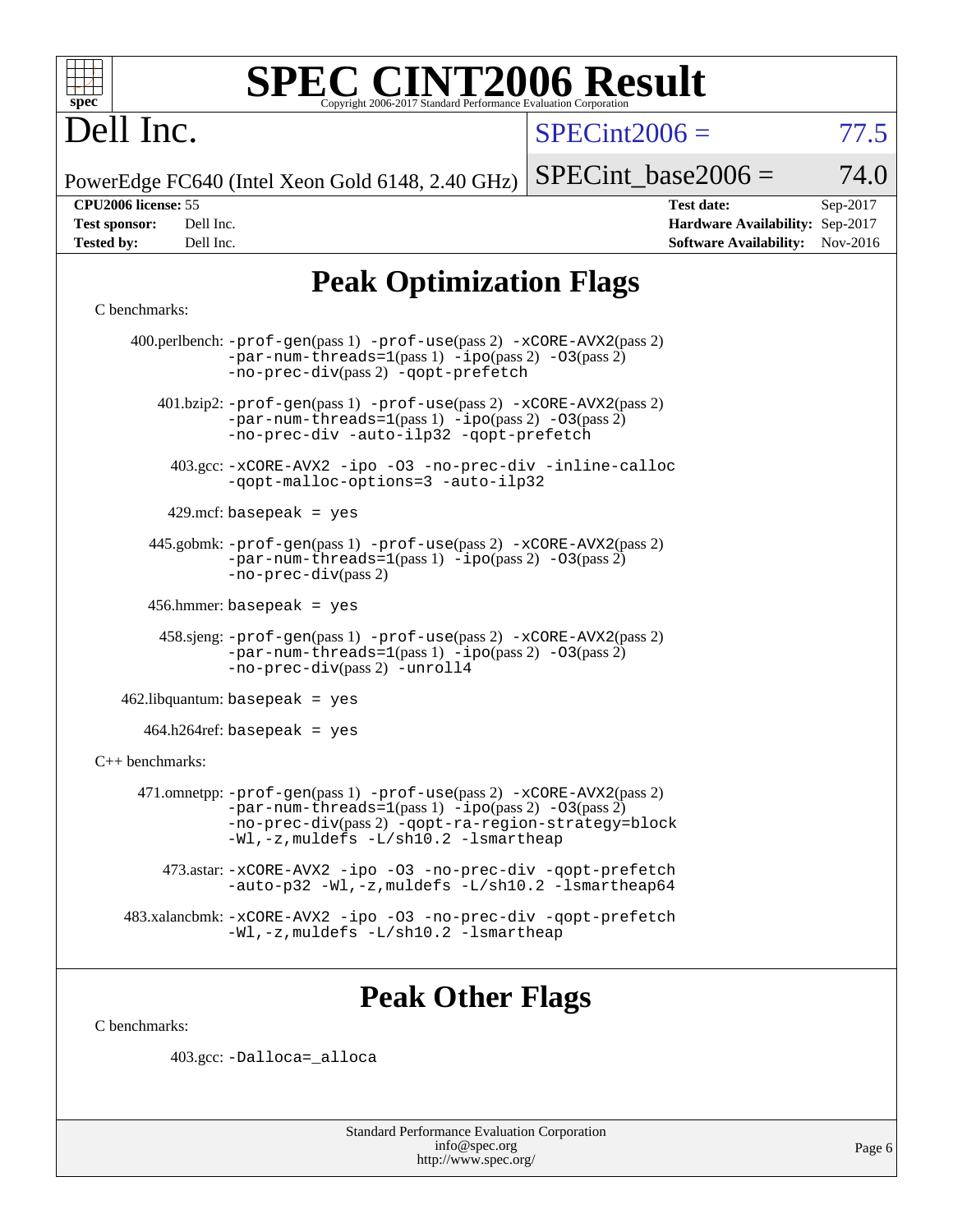# SPEC CINT2006 Result

Copyright 2006-2017 Standard Performance Evaluation Corporation

# Dell Inc.

PowerEdge FC640 (Intel Xeon Gold 6148, 2.40 GHz)

SPECint2006 = 77.5

SPECint_base2006 = 74.0

| | | | |
|---|---|---|---|
| **CPU2006 license:** | 55 | **Test date:** | Sep-2017 |
| **Test sponsor:** | Dell Inc. | **Hardware Availability:** | Sep-2017 |
| **Tested by:** | Dell Inc. | **Software Availability:** | Nov-2016 |

## Peak Optimization Flags

C benchmarks:

400.perlbench: -prof-gen(pass 1) -prof-use(pass 2) -xCORE-AVX2(pass 2) -par-num-threads=1(pass 1) -ipo(pass 2) -O3(pass 2) -no-prec-div(pass 2) -qopt-prefetch

401.bzip2: -prof-gen(pass 1) -prof-use(pass 2) -xCORE-AVX2(pass 2) -par-num-threads=1(pass 1) -ipo(pass 2) -O3(pass 2) -no-prec-div -auto-ilp32 -qopt-prefetch

403.gcc: -xCORE-AVX2 -ipo -O3 -no-prec-div -inline-calloc -qopt-malloc-options=3 -auto-ilp32

429.mcf: basepeak = yes

445.gobmk: -prof-gen(pass 1) -prof-use(pass 2) -xCORE-AVX2(pass 2) -par-num-threads=1(pass 1) -ipo(pass 2) -O3(pass 2) -no-prec-div(pass 2)

456.hmmer: basepeak = yes

458.sjeng: -prof-gen(pass 1) -prof-use(pass 2) -xCORE-AVX2(pass 2) -par-num-threads=1(pass 1) -ipo(pass 2) -O3(pass 2) -no-prec-div(pass 2) -unroll4

462.libquantum: basepeak = yes

464.h264ref: basepeak = yes

C++ benchmarks:

471.omnetpp: -prof-gen(pass 1) -prof-use(pass 2) -xCORE-AVX2(pass 2) -par-num-threads=1(pass 1) -ipo(pass 2) -O3(pass 2) -no-prec-div(pass 2) -qopt-ra-region-strategy=block -Wl,-z,muldefs -L/sh10.2 -lsmartheap

473.astar: -xCORE-AVX2 -ipo -O3 -no-prec-div -qopt-prefetch -auto-p32 -Wl,-z,muldefs -L/sh10.2 -lsmartheap64

483.xalancbmk: -xCORE-AVX2 -ipo -O3 -no-prec-div -qopt-prefetch -Wl,-z,muldefs -L/sh10.2 -lsmartheap

## Peak Other Flags

C benchmarks:

403.gcc: -Dalloca=_alloca

Standard Performance Evaluation Corporation
info@spec.org
http://www.spec.org/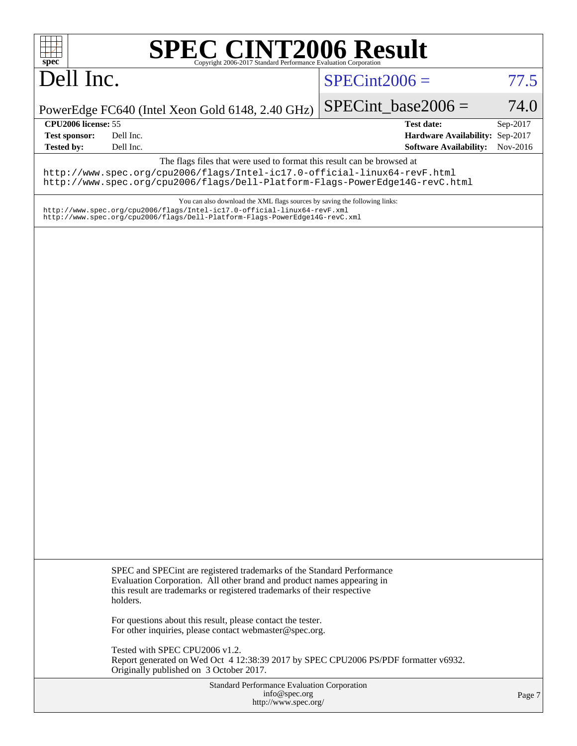# SPEC CINT2006 Result

Copyright 2006-2017 Standard Performance Evaluation Corporation

# Dell Inc.

PowerEdge FC640 (Intel Xeon Gold 6148, 2.40 GHz)

SPECint2006 = 77.5

SPECint_base2006 = 74.0

| | | | |
|---|---|---|---|
| **CPU2006 license:** 55 | | **Test date:** | Sep-2017 |
| **Test sponsor:** | Dell Inc. | **Hardware Availability:** | Sep-2017 |
| **Tested by:** | Dell Inc. | **Software Availability:** | Nov-2016 |

The flags files that were used to format this result can be browsed at

http://www.spec.org/cpu2006/flags/Intel-ic17.0-official-linux64-revF.html
http://www.spec.org/cpu2006/flags/Dell-Platform-Flags-PowerEdge14G-revC.html

You can also download the XML flags sources by saving the following links:

http://www.spec.org/cpu2006/flags/Intel-ic17.0-official-linux64-revF.xml
http://www.spec.org/cpu2006/flags/Dell-Platform-Flags-PowerEdge14G-revC.xml

SPEC and SPECint are registered trademarks of the Standard Performance Evaluation Corporation. All other brand and product names appearing in this result are trademarks or registered trademarks of their respective holders.

For questions about this result, please contact the tester.
For other inquiries, please contact webmaster@spec.org.

Tested with SPEC CPU2006 v1.2.
Report generated on Wed Oct 4 12:38:39 2017 by SPEC CPU2006 PS/PDF formatter v6932.
Originally published on 3 October 2017.

Standard Performance Evaluation Corporation
info@spec.org
http://www.spec.org/